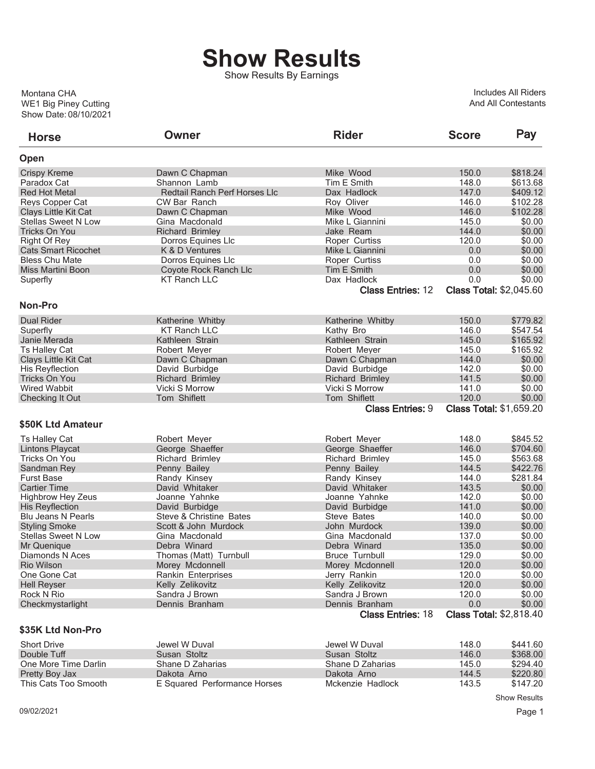# Show Results

Show Results By Earnings

Montana CHA
WE1 Big Piney Cutting
Show Date: 08/10/2021

Includes All Riders
And All Contestants

| Horse | Owner | Rider | Score | Pay |
|---|---|---|---|---|
| **Open** | | | | |
| Crispy Kreme | Dawn C Chapman | Mike Wood | 150.0 | $818.24 |
| Paradox Cat | Shannon Lamb | Tim E Smith | 148.0 | $613.68 |
| Red Hot Metal | Redtail Ranch Perf Horses Llc | Dax Hadlock | 147.0 | $409.12 |
| Reys Copper Cat | CW Bar Ranch | Roy Oliver | 146.0 | $102.28 |
| Clays Little Kit Cat | Dawn C Chapman | Mike Wood | 146.0 | $102.28 |
| Stellas Sweet N Low | Gina Macdonald | Mike L Giannini | 145.0 | $0.00 |
| Tricks On You | Richard Brimley | Jake Ream | 144.0 | $0.00 |
| Right Of Rey | Dorros Equines Llc | Roper Curtiss | 120.0 | $0.00 |
| Cats Smart Ricochet | K & D Ventures | Mike L Giannini | 0.0 | $0.00 |
| Bless Chu Mate | Dorros Equines Llc | Roper Curtiss | 0.0 | $0.00 |
| Miss Martini Boon | Coyote Rock Ranch Llc | Tim E Smith | 0.0 | $0.00 |
| Superfly | KT Ranch LLC | Dax Hadlock | 0.0 | $0.00 |
| | | **Class Entries:** 12 | **Class Total:** $2,045.60 | |
| **Non-Pro** | | | | |
| Dual Rider | Katherine Whitby | Katherine Whitby | 150.0 | $779.82 |
| Superfly | KT Ranch LLC | Kathy Bro | 146.0 | $547.54 |
| Janie Merada | Kathleen Strain | Kathleen Strain | 145.0 | $165.92 |
| Ts Halley Cat | Robert Meyer | Robert Meyer | 145.0 | $165.92 |
| Clays Little Kit Cat | Dawn C Chapman | Dawn C Chapman | 144.0 | $0.00 |
| His Reyflection | David Burbidge | David Burbidge | 142.0 | $0.00 |
| Tricks On You | Richard Brimley | Richard Brimley | 141.5 | $0.00 |
| Wired Wabbit | Vicki S Morrow | Vicki S Morrow | 141.0 | $0.00 |
| Checking It Out | Tom Shiflett | Tom Shiflett | 120.0 | $0.00 |
| | | **Class Entries:** 9 | **Class Total:** $1,659.20 | |
| **$50K Ltd Amateur** | | | | |
| Ts Halley Cat | Robert Meyer | Robert Meyer | 148.0 | $845.52 |
| Lintons Playcat | George Shaeffer | George Shaeffer | 146.0 | $704.60 |
| Tricks On You | Richard Brimley | Richard Brimley | 145.0 | $563.68 |
| Sandman Rey | Penny Bailey | Penny Bailey | 144.5 | $422.76 |
| Furst Base | Randy Kinsey | Randy Kinsey | 144.0 | $281.84 |
| Cartier Time | David Whitaker | David Whitaker | 143.5 | $0.00 |
| Highbrow Hey Zeus | Joanne Yahnke | Joanne Yahnke | 142.0 | $0.00 |
| His Reyflection | David Burbidge | David Burbidge | 141.0 | $0.00 |
| Blu Jeans N Pearls | Steve & Christine Bates | Steve Bates | 140.0 | $0.00 |
| Styling Smoke | Scott & John Murdock | John Murdock | 139.0 | $0.00 |
| Stellas Sweet N Low | Gina Macdonald | Gina Macdonald | 137.0 | $0.00 |
| Mr Quenique | Debra Winard | Debra Winard | 135.0 | $0.00 |
| Diamonds N Aces | Thomas (Matt) Turnbull | Bruce Turnbull | 129.0 | $0.00 |
| Rio Wilson | Morey Mcdonnell | Morey Mcdonnell | 120.0 | $0.00 |
| One Gone Cat | Rankin Enterprises | Jerry Rankin | 120.0 | $0.00 |
| Hell Reyser | Kelly Zelikovitz | Kelly Zelikovitz | 120.0 | $0.00 |
| Rock N Rio | Sandra J Brown | Sandra J Brown | 120.0 | $0.00 |
| Checkmystarlight | Dennis Branham | Dennis Branham | 0.0 | $0.00 |
| | | **Class Entries:** 18 | **Class Total:** $2,818.40 | |
| **$35K Ltd Non-Pro** | | | | |
| Short Drive | Jewel W Duval | Jewel W Duval | 148.0 | $441.60 |
| Double Tuff | Susan Stoltz | Susan Stoltz | 146.0 | $368.00 |
| One More Time Darlin | Shane D Zaharias | Shane D Zaharias | 145.0 | $294.40 |
| Pretty Boy Jax | Dakota Arno | Dakota Arno | 144.5 | $220.80 |
| This Cats Too Smooth | E Squared Performance Horses | Mckenzie Hadlock | 143.5 | $147.20 |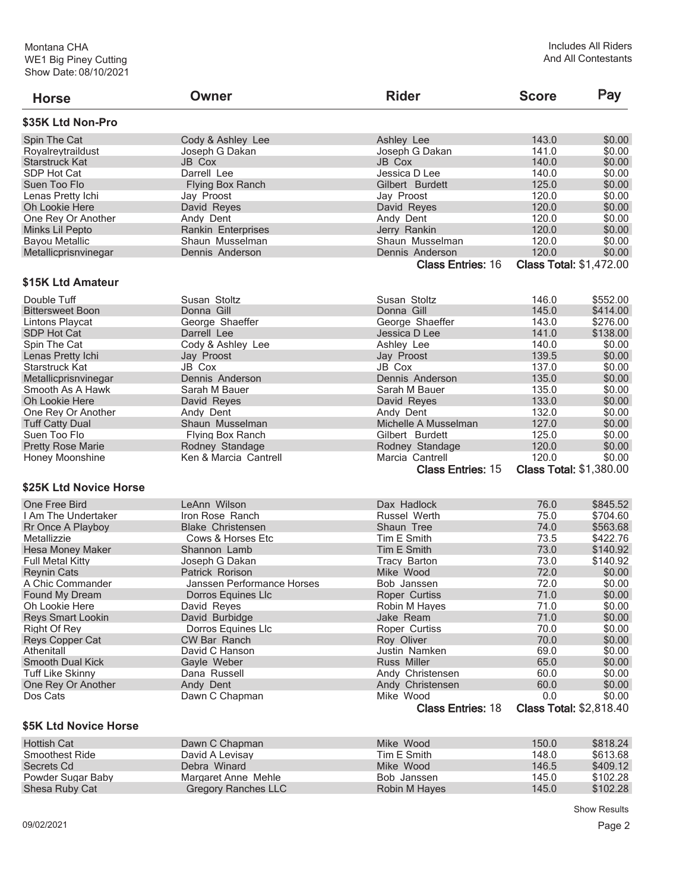Montana CHA
WE1 Big Piney Cutting
Show Date: 08/10/2021

Includes All Riders
And All Contestants

| Horse | Owner | Rider | Score | Pay |
|---|---|---|---|---|

## $35K Ltd Non-Pro

| Horse | Owner | Rider | Score | Pay |
|---|---|---|---|---|
| Spin The Cat | Cody & Ashley Lee | Ashley Lee | 143.0 | $0.00 |
| Royalreytraildust | Joseph G Dakan | Joseph G Dakan | 141.0 | $0.00 |
| Starstruck Kat | JB Cox | JB Cox | 140.0 | $0.00 |
| SDP Hot Cat | Darrell Lee | Jessica D Lee | 140.0 | $0.00 |
| Suen Too Flo | Flying Box Ranch | Gilbert Burdett | 125.0 | $0.00 |
| Lenas Pretty Ichi | Jay Proost | Jay Proost | 120.0 | $0.00 |
| Oh Lookie Here | David Reyes | David Reyes | 120.0 | $0.00 |
| One Rey Or Another | Andy Dent | Andy Dent | 120.0 | $0.00 |
| Minks Lil Pepto | Rankin Enterprises | Jerry Rankin | 120.0 | $0.00 |
| Bayou Metallic | Shaun Musselman | Shaun Musselman | 120.0 | $0.00 |
| Metallicprisnvinegar | Dennis Anderson | Dennis Anderson | 120.0 | $0.00 |

**Class Entries:** 16 **Class Total:** $1,472.00

## $15K Ltd Amateur

| Horse | Owner | Rider | Score | Pay |
|---|---|---|---|---|
| Double Tuff | Susan Stoltz | Susan Stoltz | 146.0 | $552.00 |
| Bittersweet Boon | Donna Gill | Donna Gill | 145.0 | $414.00 |
| Lintons Playcat | George Shaeffer | George Shaeffer | 143.0 | $276.00 |
| SDP Hot Cat | Darrell Lee | Jessica D Lee | 141.0 | $138.00 |
| Spin The Cat | Cody & Ashley Lee | Ashley Lee | 140.0 | $0.00 |
| Lenas Pretty Ichi | Jay Proost | Jay Proost | 139.5 | $0.00 |
| Starstruck Kat | JB Cox | JB Cox | 137.0 | $0.00 |
| Metallicprisnvinegar | Dennis Anderson | Dennis Anderson | 135.0 | $0.00 |
| Smooth As A Hawk | Sarah M Bauer | Sarah M Bauer | 135.0 | $0.00 |
| Oh Lookie Here | David Reyes | David Reyes | 133.0 | $0.00 |
| One Rey Or Another | Andy Dent | Andy Dent | 132.0 | $0.00 |
| Tuff Catty Dual | Shaun Musselman | Michelle A Musselman | 127.0 | $0.00 |
| Suen Too Flo | Flying Box Ranch | Gilbert Burdett | 125.0 | $0.00 |
| Pretty Rose Marie | Rodney Standage | Rodney Standage | 120.0 | $0.00 |
| Honey Moonshine | Ken & Marcia Cantrell | Marcia Cantrell | 120.0 | $0.00 |

**Class Entries:** 15 **Class Total:** $1,380.00

## $25K Ltd Novice Horse

| Horse | Owner | Rider | Score | Pay |
|---|---|---|---|---|
| One Free Bird | LeAnn Wilson | Dax Hadlock | 76.0 | $845.52 |
| I Am The Undertaker | Iron Rose Ranch | Russel Werth | 75.0 | $704.60 |
| Rr Once A Playboy | Blake Christensen | Shaun Tree | 74.0 | $563.68 |
| Metallizzie | Cows & Horses Etc | Tim E Smith | 73.5 | $422.76 |
| Hesa Money Maker | Shannon Lamb | Tim E Smith | 73.0 | $140.92 |
| Full Metal Kitty | Joseph G Dakan | Tracy Barton | 73.0 | $140.92 |
| Reynin Cats | Patrick Rorison | Mike Wood | 72.0 | $0.00 |
| A Chic Commander | Janssen Performance Horses | Bob Janssen | 72.0 | $0.00 |
| Found My Dream | Dorros Equines Llc | Roper Curtiss | 71.0 | $0.00 |
| Oh Lookie Here | David Reyes | Robin M Hayes | 71.0 | $0.00 |
| Reys Smart Lookin | David Burbidge | Jake Ream | 71.0 | $0.00 |
| Right Of Rey | Dorros Equines Llc | Roper Curtiss | 70.0 | $0.00 |
| Reys Copper Cat | CW Bar Ranch | Roy Oliver | 70.0 | $0.00 |
| Athenitall | David C Hanson | Justin Namken | 69.0 | $0.00 |
| Smooth Dual Kick | Gayle Weber | Russ Miller | 65.0 | $0.00 |
| Tuff Like Skinny | Dana Russell | Andy Christensen | 60.0 | $0.00 |
| One Rey Or Another | Andy Dent | Andy Christensen | 60.0 | $0.00 |
| Dos Cats | Dawn C Chapman | Mike Wood | 0.0 | $0.00 |

**Class Entries:** 18 **Class Total:** $2,818.40

## $5K Ltd Novice Horse

| Horse | Owner | Rider | Score | Pay |
|---|---|---|---|---|
| Hottish Cat | Dawn C Chapman | Mike Wood | 150.0 | $818.24 |
| Smoothest Ride | David A Levisay | Tim E Smith | 148.0 | $613.68 |
| Secrets Cd | Debra Winard | Mike Wood | 146.5 | $409.12 |
| Powder Sugar Baby | Margaret Anne Mehle | Bob Janssen | 145.0 | $102.28 |
| Shesa Ruby Cat | Gregory Ranches LLC | Robin M Hayes | 145.0 | $102.28 |

Show Results

09/02/2021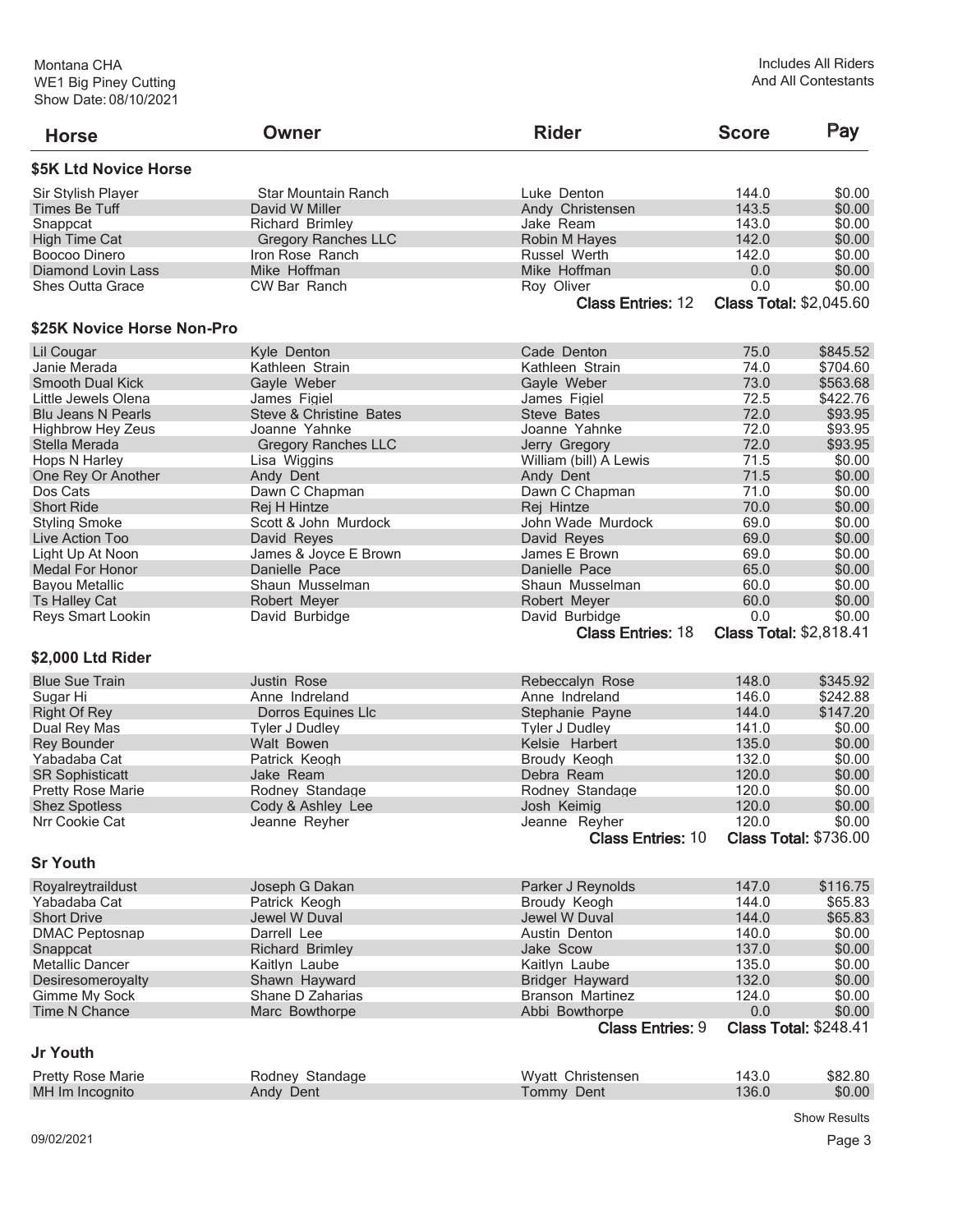Montana CHA
WE1 Big Piney Cutting
Show Date: 08/10/2021

Includes All Riders
And All Contestants

| Horse | Owner | Rider | Score | Pay |
|---|---|---|---|---|

### $5K Ltd Novice Horse

| Horse | Owner | Rider | Score | Pay |
|---|---|---|---|---|
| Sir Stylish Player | Star Mountain Ranch | Luke Denton | 144.0 | $0.00 |
| Times Be Tuff | David W Miller | Andy Christensen | 143.5 | $0.00 |
| Snappcat | Richard Brimley | Jake Ream | 143.0 | $0.00 |
| High Time Cat | Gregory Ranches LLC | Robin M Hayes | 142.0 | $0.00 |
| Boocoo Dinero | Iron Rose Ranch | Russel Werth | 142.0 | $0.00 |
| Diamond Lovin Lass | Mike Hoffman | Mike Hoffman | 0.0 | $0.00 |
| Shes Outta Grace | CW Bar Ranch | Roy Oliver | 0.0 | $0.00 |

**Class Entries:** 12 **Class Total:** $2,045.60

### $25K Novice Horse Non-Pro

| Horse | Owner | Rider | Score | Pay |
|---|---|---|---|---|
| Lil Cougar | Kyle Denton | Cade Denton | 75.0 | $845.52 |
| Janie Merada | Kathleen Strain | Kathleen Strain | 74.0 | $704.60 |
| Smooth Dual Kick | Gayle Weber | Gayle Weber | 73.0 | $563.68 |
| Little Jewels Olena | James Figiel | James Figiel | 72.5 | $422.76 |
| Blu Jeans N Pearls | Steve & Christine Bates | Steve Bates | 72.0 | $93.95 |
| Highbrow Hey Zeus | Joanne Yahnke | Joanne Yahnke | 72.0 | $93.95 |
| Stella Merada | Gregory Ranches LLC | Jerry Gregory | 72.0 | $93.95 |
| Hops N Harley | Lisa Wiggins | William (bill) A Lewis | 71.5 | $0.00 |
| One Rey Or Another | Andy Dent | Andy Dent | 71.5 | $0.00 |
| Dos Cats | Dawn C Chapman | Dawn C Chapman | 71.0 | $0.00 |
| Short Ride | Rej H Hintze | Rej Hintze | 70.0 | $0.00 |
| Styling Smoke | Scott & John Murdock | John Wade Murdock | 69.0 | $0.00 |
| Live Action Too | David Reyes | David Reyes | 69.0 | $0.00 |
| Light Up At Noon | James & Joyce E Brown | James E Brown | 69.0 | $0.00 |
| Medal For Honor | Danielle Pace | Danielle Pace | 65.0 | $0.00 |
| Bayou Metallic | Shaun Musselman | Shaun Musselman | 60.0 | $0.00 |
| Ts Halley Cat | Robert Meyer | Robert Meyer | 60.0 | $0.00 |
| Reys Smart Lookin | David Burbidge | David Burbidge | 0.0 | $0.00 |

**Class Entries:** 18 **Class Total:** $2,818.41

### $2,000 Ltd Rider

| Horse | Owner | Rider | Score | Pay |
|---|---|---|---|---|
| Blue Sue Train | Justin Rose | Rebeccalyn Rose | 148.0 | $345.92 |
| Sugar Hi | Anne Indreland | Anne Indreland | 146.0 | $242.88 |
| Right Of Rey | Dorros Equines Llc | Stephanie Payne | 144.0 | $147.20 |
| Dual Rey Mas | Tyler J Dudley | Tyler J Dudley | 141.0 | $0.00 |
| Rey Bounder | Walt Bowen | Kelsie Harbert | 135.0 | $0.00 |
| Yabadaba Cat | Patrick Keogh | Broudy Keogh | 132.0 | $0.00 |
| SR Sophisticatt | Jake Ream | Debra Ream | 120.0 | $0.00 |
| Pretty Rose Marie | Rodney Standage | Rodney Standage | 120.0 | $0.00 |
| Shez Spotless | Cody & Ashley Lee | Josh Keimig | 120.0 | $0.00 |
| Nrr Cookie Cat | Jeanne Reyher | Jeanne Reyher | 120.0 | $0.00 |

**Class Entries:** 10 **Class Total:** $736.00

### Sr Youth

| Horse | Owner | Rider | Score | Pay |
|---|---|---|---|---|
| Royalreytraildust | Joseph G Dakan | Parker J Reynolds | 147.0 | $116.75 |
| Yabadaba Cat | Patrick Keogh | Broudy Keogh | 144.0 | $65.83 |
| Short Drive | Jewel W Duval | Jewel W Duval | 144.0 | $65.83 |
| DMAC Peptosnap | Darrell Lee | Austin Denton | 140.0 | $0.00 |
| Snappcat | Richard Brimley | Jake Scow | 137.0 | $0.00 |
| Metallic Dancer | Kaitlyn Laube | Kaitlyn Laube | 135.0 | $0.00 |
| Desiresomeroyalty | Shawn Hayward | Bridger Hayward | 132.0 | $0.00 |
| Gimme My Sock | Shane D Zaharias | Branson Martinez | 124.0 | $0.00 |
| Time N Chance | Marc Bowthorpe | Abbi Bowthorpe | 0.0 | $0.00 |

**Class Entries:** 9 **Class Total:** $248.41

### Jr Youth

| Horse | Owner | Rider | Score | Pay |
|---|---|---|---|---|
| Pretty Rose Marie | Rodney Standage | Wyatt Christensen | 143.0 | $82.80 |
| MH Im Incognito | Andy Dent | Tommy Dent | 136.0 | $0.00 |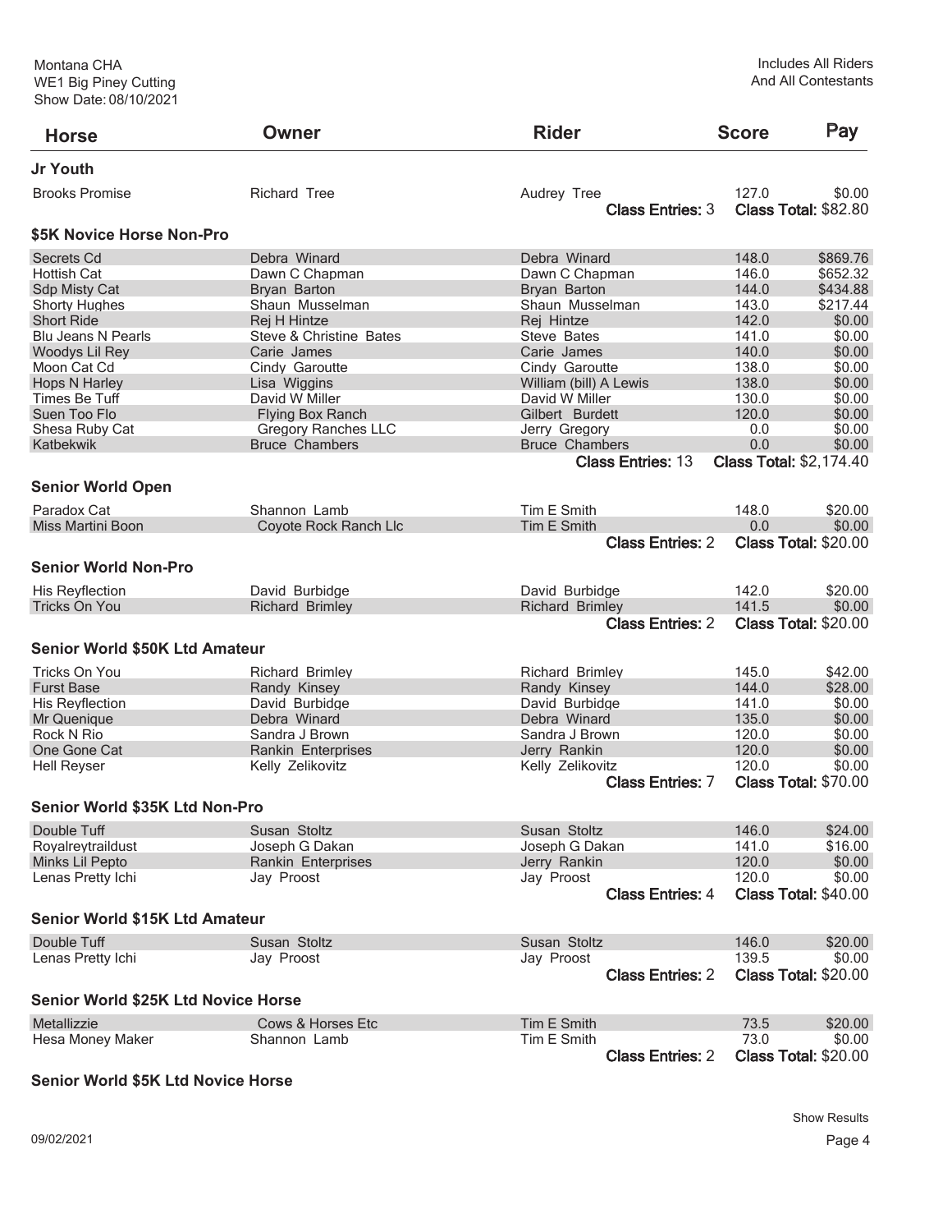Montana CHA
WE1 Big Piney Cutting
Show Date: 08/10/2021

Includes All Riders
And All Contestants

| Horse | Owner | Rider | Score | Pay |
|---|---|---|---|---|
| **Jr Youth** | | | | |
| Brooks Promise | Richard Tree | Audrey Tree | 127.0 | $0.00 |
| | | **Class Entries:** 3 | **Class Total:** $82.80 | |
| **$5K Novice Horse Non-Pro** | | | | |
| Secrets Cd | Debra Winard | Debra Winard | 148.0 | $869.76 |
| Hottish Cat | Dawn C Chapman | Dawn C Chapman | 146.0 | $652.32 |
| Sdp Misty Cat | Bryan Barton | Bryan Barton | 144.0 | $434.88 |
| Shorty Hughes | Shaun Musselman | Shaun Musselman | 143.0 | $217.44 |
| Short Ride | Rej H Hintze | Rej Hintze | 142.0 | $0.00 |
| Blu Jeans N Pearls | Steve & Christine Bates | Steve Bates | 141.0 | $0.00 |
| Woodys Lil Rey | Carie James | Carie James | 140.0 | $0.00 |
| Moon Cat Cd | Cindy Garoutte | Cindy Garoutte | 138.0 | $0.00 |
| Hops N Harley | Lisa Wiggins | William (bill) A Lewis | 138.0 | $0.00 |
| Times Be Tuff | David W Miller | David W Miller | 130.0 | $0.00 |
| Suen Too Flo | Flying Box Ranch | Gilbert Burdett | 120.0 | $0.00 |
| Shesa Ruby Cat | Gregory Ranches LLC | Jerry Gregory | 0.0 | $0.00 |
| Katbekwik | Bruce Chambers | Bruce Chambers | 0.0 | $0.00 |
| | | **Class Entries:** 13 | **Class Total:** $2,174.40 | |
| **Senior World Open** | | | | |
| Paradox Cat | Shannon Lamb | Tim E Smith | 148.0 | $20.00 |
| Miss Martini Boon | Coyote Rock Ranch Llc | Tim E Smith | 0.0 | $0.00 |
| | | **Class Entries:** 2 | **Class Total:** $20.00 | |
| **Senior World Non-Pro** | | | | |
| His Reyflection | David Burbidge | David Burbidge | 142.0 | $20.00 |
| Tricks On You | Richard Brimley | Richard Brimley | 141.5 | $0.00 |
| | | **Class Entries:** 2 | **Class Total:** $20.00 | |
| **Senior World $50K Ltd Amateur** | | | | |
| Tricks On You | Richard Brimley | Richard Brimley | 145.0 | $42.00 |
| Furst Base | Randy Kinsey | Randy Kinsey | 144.0 | $28.00 |
| His Reyflection | David Burbidge | David Burbidge | 141.0 | $0.00 |
| Mr Quenique | Debra Winard | Debra Winard | 135.0 | $0.00 |
| Rock N Rio | Sandra J Brown | Sandra J Brown | 120.0 | $0.00 |
| One Gone Cat | Rankin Enterprises | Jerry Rankin | 120.0 | $0.00 |
| Hell Reyser | Kelly Zelikovitz | Kelly Zelikovitz | 120.0 | $0.00 |
| | | **Class Entries:** 7 | **Class Total:** $70.00 | |
| **Senior World $35K Ltd Non-Pro** | | | | |
| Double Tuff | Susan Stoltz | Susan Stoltz | 146.0 | $24.00 |
| Royalreytraildust | Joseph G Dakan | Joseph G Dakan | 141.0 | $16.00 |
| Minks Lil Pepto | Rankin Enterprises | Jerry Rankin | 120.0 | $0.00 |
| Lenas Pretty Ichi | Jay Proost | Jay Proost | 120.0 | $0.00 |
| | | **Class Entries:** 4 | **Class Total:** $40.00 | |
| **Senior World $15K Ltd Amateur** | | | | |
| Double Tuff | Susan Stoltz | Susan Stoltz | 146.0 | $20.00 |
| Lenas Pretty Ichi | Jay Proost | Jay Proost | 139.5 | $0.00 |
| | | **Class Entries:** 2 | **Class Total:** $20.00 | |
| **Senior World $25K Ltd Novice Horse** | | | | |
| Metallizzie | Cows & Horses Etc | Tim E Smith | 73.5 | $20.00 |
| Hesa Money Maker | Shannon Lamb | Tim E Smith | 73.0 | $0.00 |
| | | **Class Entries:** 2 | **Class Total:** $20.00 | |
| **Senior World $5K Ltd Novice Horse** | | | | |

Show Results
09/02/2021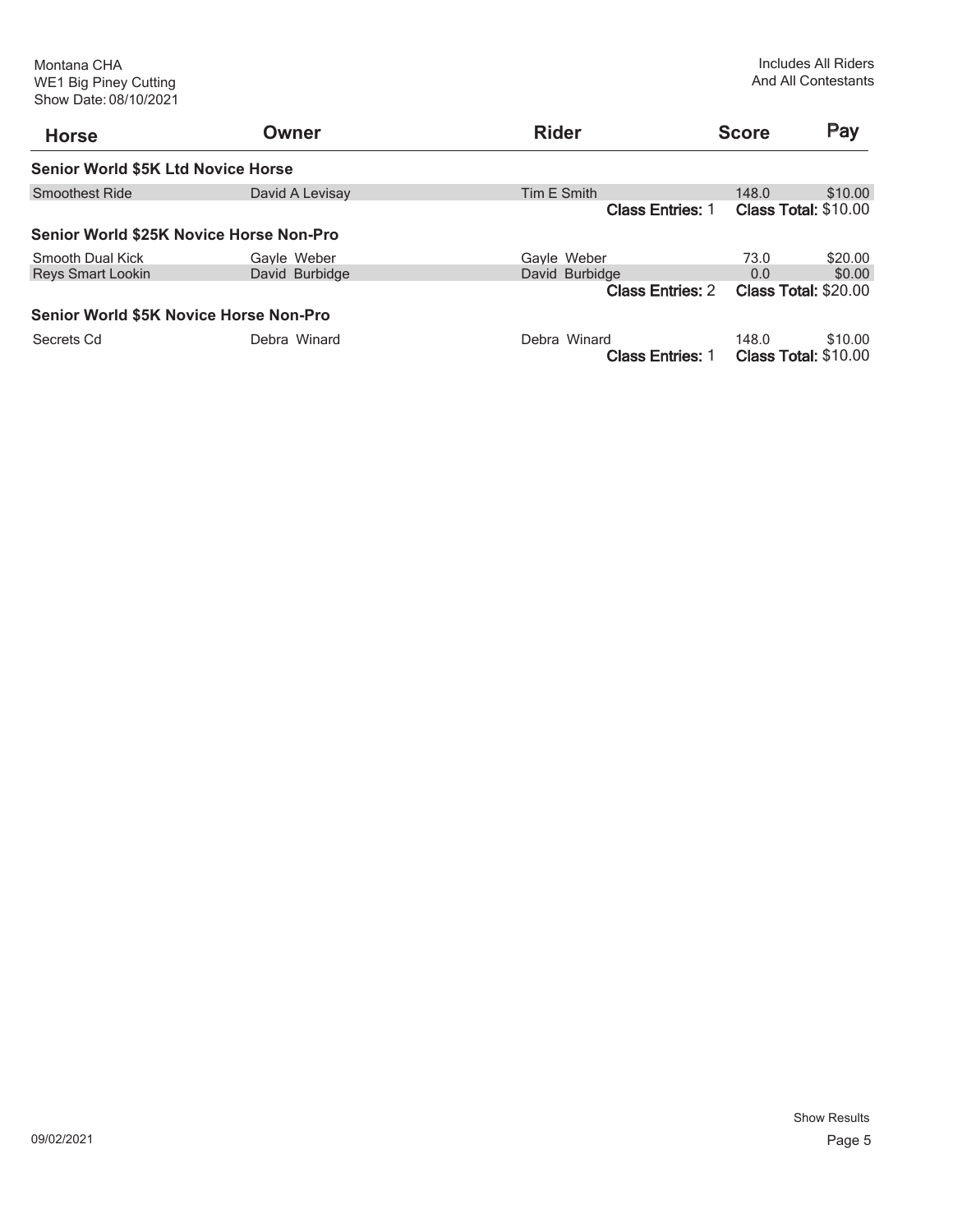| Horse | Owner | Rider | Score | Pay |
|---|---|---|---|---|
| **Senior World $5K Ltd Novice Horse** | | | | |
| Smoothest Ride | David A Levisay | Tim E Smith | 148.0 | $10.00 |
| | | **Class Entries:** 1 | **Class Total:** $10.00 | |
| **Senior World $25K Novice Horse Non-Pro** | | | | |
| Smooth Dual Kick | Gayle Weber | Gayle Weber | 73.0 | $20.00 |
| Reys Smart Lookin | David Burbidge | David Burbidge | 0.0 | $0.00 |
| | | **Class Entries:** 2 | **Class Total:** $20.00 | |
| **Senior World $5K Novice Horse Non-Pro** | | | | |
| Secrets Cd | Debra Winard | Debra Winard | 148.0 | $10.00 |
| | | **Class Entries:** 1 | **Class Total:** $10.00 | |